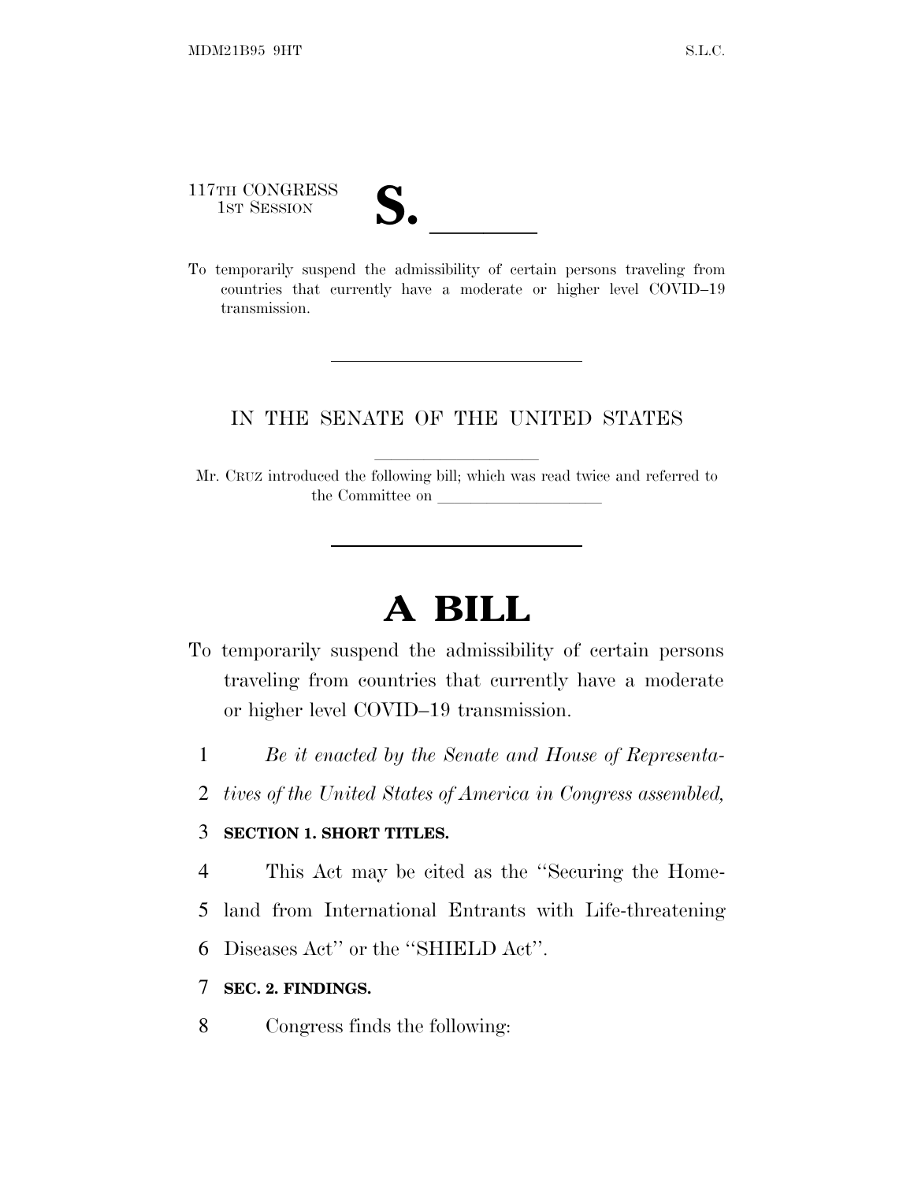117TH CONGRESS
1ST SESSION

# S. ______

To temporarily suspend the admissibility of certain persons traveling from countries that currently have a moderate or higher level COVID–19 transmission.

---

IN THE SENATE OF THE UNITED STATES

---

Mr. CRUZ introduced the following bill; which was read twice and referred to the Committee on ____________________

---

# A BILL

To temporarily suspend the admissibility of certain persons traveling from countries that currently have a moderate or higher level COVID–19 transmission.

1 *Be it enacted by the Senate and House of Representa-*
2 *tives of the United States of America in Congress assembled,*

3 **SECTION 1. SHORT TITLES.**

4 This Act may be cited as the ''Securing the Home-
5 land from International Entrants with Life-threatening
6 Diseases Act'' or the ''SHIELD Act''.

7 **SEC. 2. FINDINGS.**

8 Congress finds the following: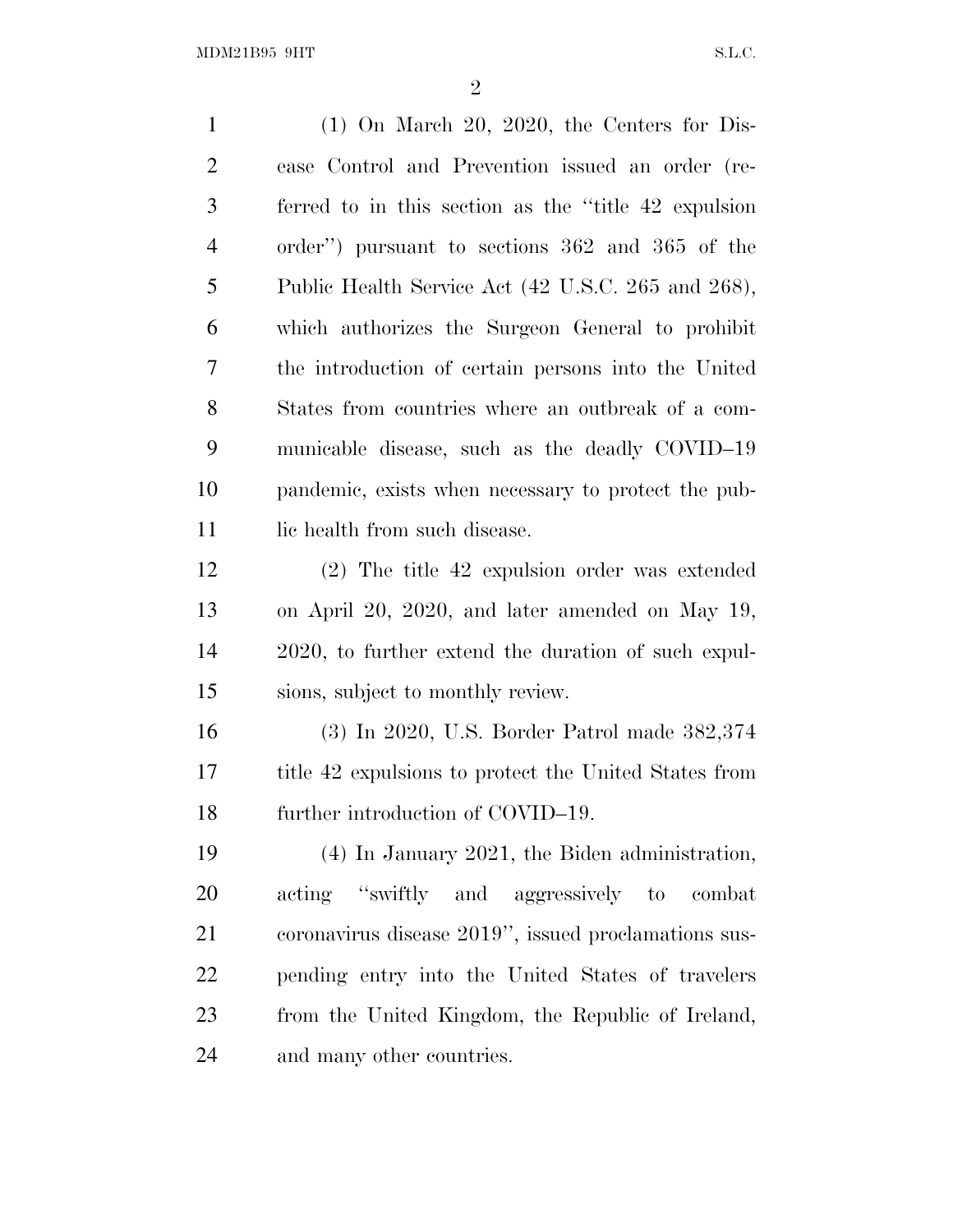(1) On March 20, 2020, the Centers for Disease Control and Prevention issued an order (referred to in this section as the ''title 42 expulsion order'') pursuant to sections 362 and 365 of the Public Health Service Act (42 U.S.C. 265 and 268), which authorizes the Surgeon General to prohibit the introduction of certain persons into the United States from countries where an outbreak of a communicable disease, such as the deadly COVID–19 pandemic, exists when necessary to protect the public health from such disease.

(2) The title 42 expulsion order was extended on April 20, 2020, and later amended on May 19, 2020, to further extend the duration of such expulsions, subject to monthly review.

(3) In 2020, U.S. Border Patrol made 382,374 title 42 expulsions to protect the United States from further introduction of COVID–19.

(4) In January 2021, the Biden administration, acting ''swiftly and aggressively to combat coronavirus disease 2019'', issued proclamations suspending entry into the United States of travelers from the United Kingdom, the Republic of Ireland, and many other countries.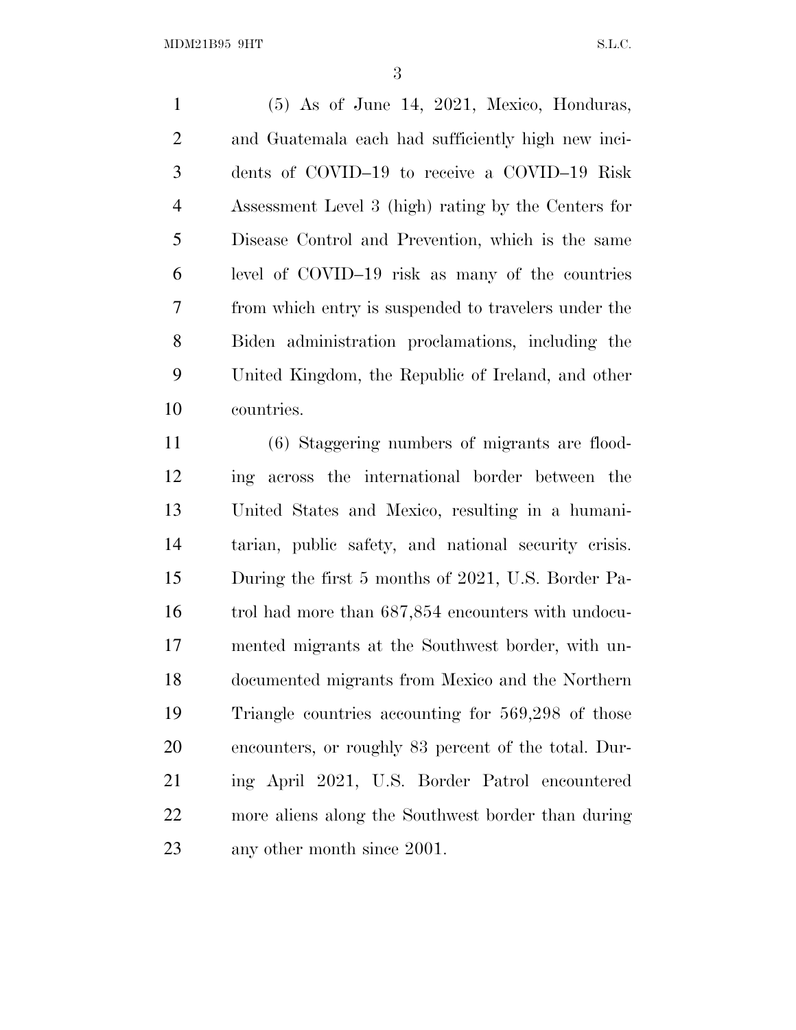(5) As of June 14, 2021, Mexico, Honduras, and Guatemala each had sufficiently high new incidents of COVID–19 to receive a COVID–19 Risk Assessment Level 3 (high) rating by the Centers for Disease Control and Prevention, which is the same level of COVID–19 risk as many of the countries from which entry is suspended to travelers under the Biden administration proclamations, including the United Kingdom, the Republic of Ireland, and other countries.

(6) Staggering numbers of migrants are flooding across the international border between the United States and Mexico, resulting in a humanitarian, public safety, and national security crisis. During the first 5 months of 2021, U.S. Border Patrol had more than 687,854 encounters with undocumented migrants at the Southwest border, with undocumented migrants from Mexico and the Northern Triangle countries accounting for 569,298 of those encounters, or roughly 83 percent of the total. During April 2021, U.S. Border Patrol encountered more aliens along the Southwest border than during any other month since 2001.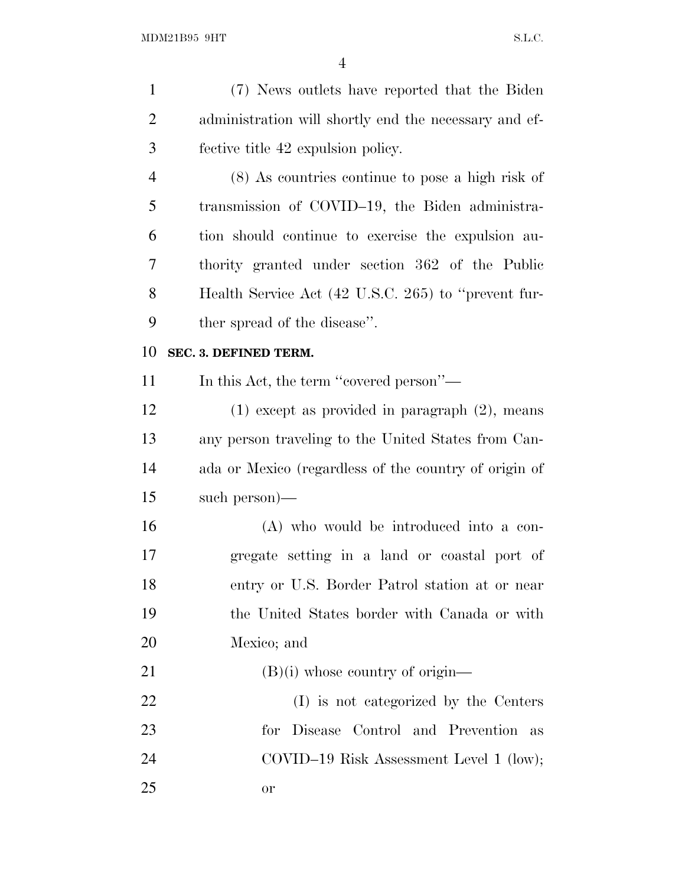(7) News outlets have reported that the Biden administration will shortly end the necessary and effective title 42 expulsion policy.

(8) As countries continue to pose a high risk of transmission of COVID–19, the Biden administration should continue to exercise the expulsion authority granted under section 362 of the Public Health Service Act (42 U.S.C. 265) to "prevent further spread of the disease".

**SEC. 3. DEFINED TERM.**

In this Act, the term "covered person"—

(1) except as provided in paragraph (2), means any person traveling to the United States from Canada or Mexico (regardless of the country of origin of such person)—

(A) who would be introduced into a congregate setting in a land or coastal port of entry or U.S. Border Patrol station at or near the United States border with Canada or with Mexico; and

(B)(i) whose country of origin—

(I) is not categorized by the Centers for Disease Control and Prevention as COVID–19 Risk Assessment Level 1 (low); or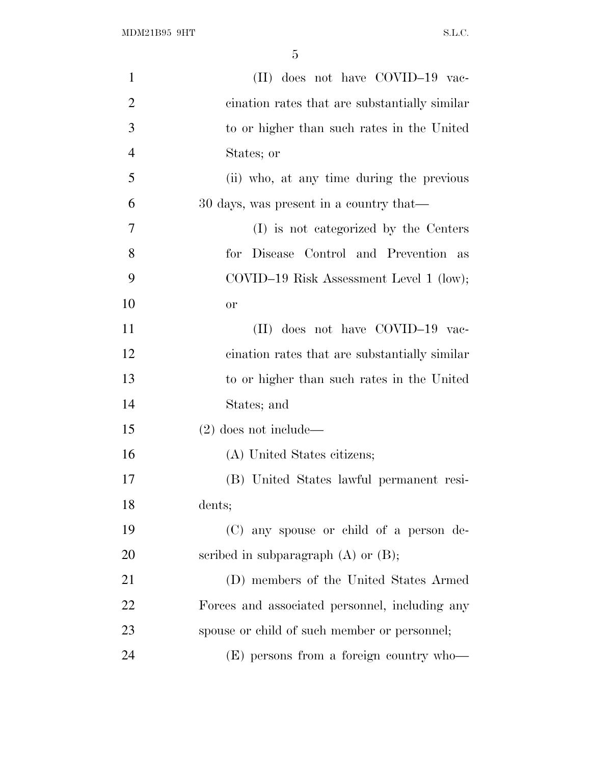(II) does not have COVID–19 vaccination rates that are substantially similar to or higher than such rates in the United States; or

(ii) who, at any time during the previous 30 days, was present in a country that—

(I) is not categorized by the Centers for Disease Control and Prevention as COVID–19 Risk Assessment Level 1 (low); or

(II) does not have COVID–19 vaccination rates that are substantially similar to or higher than such rates in the United States; and

(2) does not include—

(A) United States citizens;

(B) United States lawful permanent residents;

(C) any spouse or child of a person described in subparagraph (A) or (B);

(D) members of the United States Armed Forces and associated personnel, including any spouse or child of such member or personnel;

(E) persons from a foreign country who—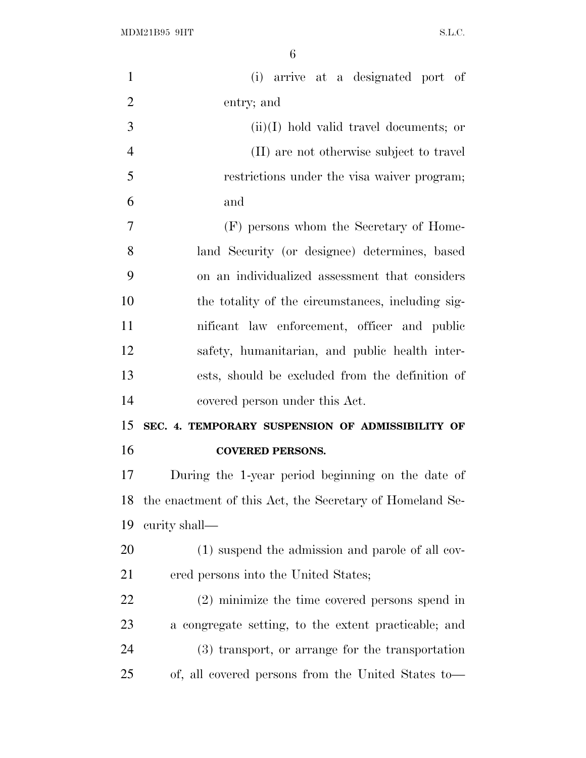(i) arrive at a designated port of entry; and

(ii)(I) hold valid travel documents; or

(II) are not otherwise subject to travel restrictions under the visa waiver program; and

(F) persons whom the Secretary of Homeland Security (or designee) determines, based on an individualized assessment that considers the totality of the circumstances, including significant law enforcement, officer and public safety, humanitarian, and public health interests, should be excluded from the definition of covered person under this Act.

**SEC. 4. TEMPORARY SUSPENSION OF ADMISSIBILITY OF COVERED PERSONS.**

During the 1-year period beginning on the date of the enactment of this Act, the Secretary of Homeland Security shall—

(1) suspend the admission and parole of all covered persons into the United States;

(2) minimize the time covered persons spend in a congregate setting, to the extent practicable; and

(3) transport, or arrange for the transportation of, all covered persons from the United States to—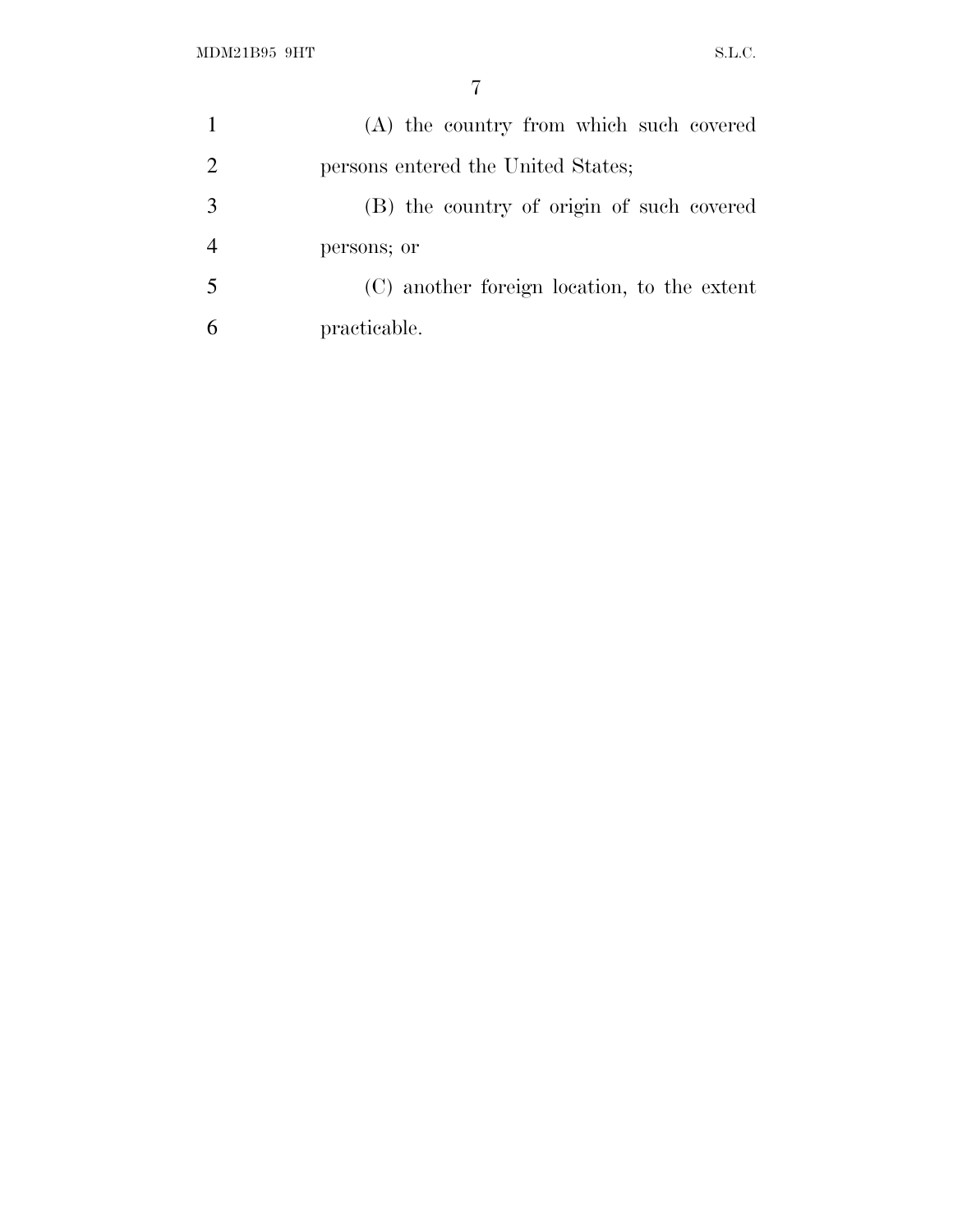(A) the country from which such covered persons entered the United States;

(B) the country of origin of such covered persons; or

(C) another foreign location, to the extent practicable.